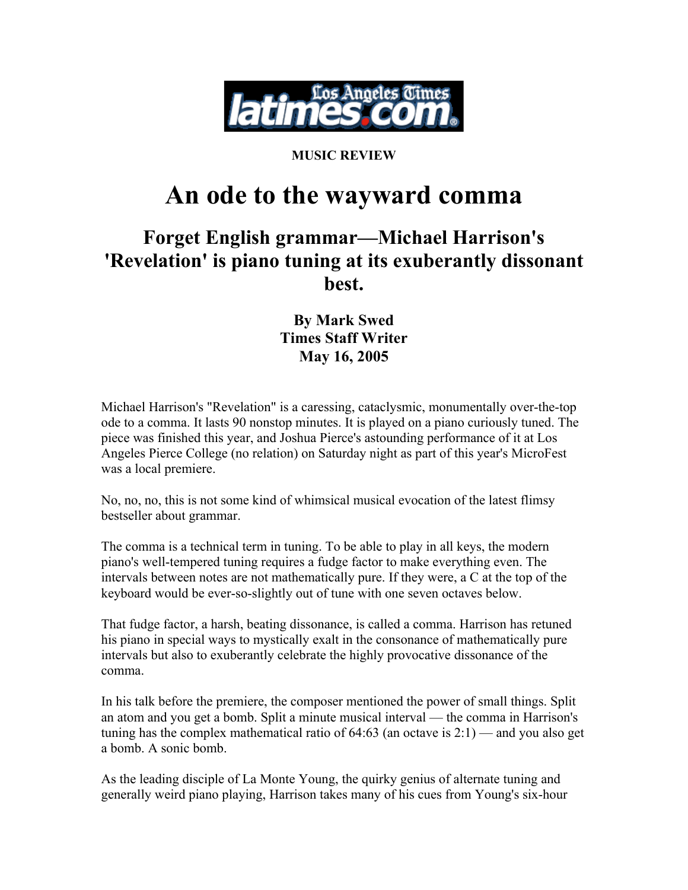MUSIC REVIEW

# An ode to the wayward comma

## Forget English grammar—Michael Harrison's 'Revelation' is piano tuning at its exuberantly dissonant best.

**By Mark Swed**
**Times Staff Writer**
**May 16, 2005**

Michael Harrison's "Revelation" is a caressing, cataclysmic, monumentally over-the-top ode to a comma. It lasts 90 nonstop minutes. It is played on a piano curiously tuned. The piece was finished this year, and Joshua Pierce's astounding performance of it at Los Angeles Pierce College (no relation) on Saturday night as part of this year's MicroFest was a local premiere.

No, no, no, this is not some kind of whimsical musical evocation of the latest flimsy bestseller about grammar.

The comma is a technical term in tuning. To be able to play in all keys, the modern piano's well-tempered tuning requires a fudge factor to make everything even. The intervals between notes are not mathematically pure. If they were, a C at the top of the keyboard would be ever-so-slightly out of tune with one seven octaves below.

That fudge factor, a harsh, beating dissonance, is called a comma. Harrison has retuned his piano in special ways to mystically exalt in the consonance of mathematically pure intervals but also to exuberantly celebrate the highly provocative dissonance of the comma.

In his talk before the premiere, the composer mentioned the power of small things. Split an atom and you get a bomb. Split a minute musical interval — the comma in Harrison's tuning has the complex mathematical ratio of 64:63 (an octave is 2:1) — and you also get a bomb. A sonic bomb.

As the leading disciple of La Monte Young, the quirky genius of alternate tuning and generally weird piano playing, Harrison takes many of his cues from Young's six-hour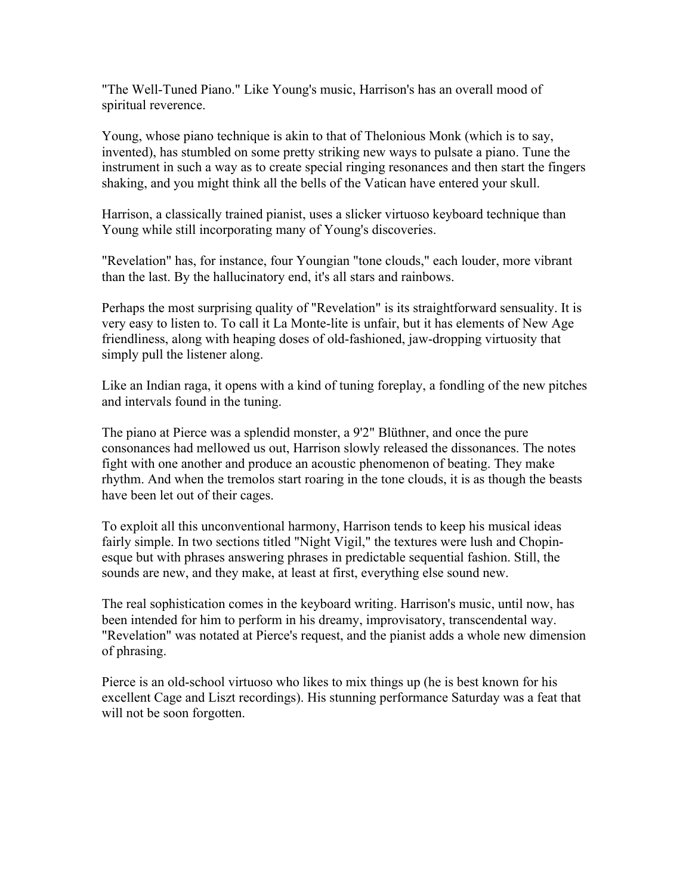"The Well-Tuned Piano." Like Young's music, Harrison's has an overall mood of spiritual reverence.

Young, whose piano technique is akin to that of Thelonious Monk (which is to say, invented), has stumbled on some pretty striking new ways to pulsate a piano. Tune the instrument in such a way as to create special ringing resonances and then start the fingers shaking, and you might think all the bells of the Vatican have entered your skull.

Harrison, a classically trained pianist, uses a slicker virtuoso keyboard technique than Young while still incorporating many of Young's discoveries.

"Revelation" has, for instance, four Youngian "tone clouds," each louder, more vibrant than the last. By the hallucinatory end, it's all stars and rainbows.

Perhaps the most surprising quality of "Revelation" is its straightforward sensuality. It is very easy to listen to. To call it La Monte-lite is unfair, but it has elements of New Age friendliness, along with heaping doses of old-fashioned, jaw-dropping virtuosity that simply pull the listener along.

Like an Indian raga, it opens with a kind of tuning foreplay, a fondling of the new pitches and intervals found in the tuning.

The piano at Pierce was a splendid monster, a 9'2" Blüthner, and once the pure consonances had mellowed us out, Harrison slowly released the dissonances. The notes fight with one another and produce an acoustic phenomenon of beating. They make rhythm. And when the tremolos start roaring in the tone clouds, it is as though the beasts have been let out of their cages.

To exploit all this unconventional harmony, Harrison tends to keep his musical ideas fairly simple. In two sections titled "Night Vigil," the textures were lush and Chopin-esque but with phrases answering phrases in predictable sequential fashion. Still, the sounds are new, and they make, at least at first, everything else sound new.

The real sophistication comes in the keyboard writing. Harrison's music, until now, has been intended for him to perform in his dreamy, improvisatory, transcendental way. "Revelation" was notated at Pierce's request, and the pianist adds a whole new dimension of phrasing.

Pierce is an old-school virtuoso who likes to mix things up (he is best known for his excellent Cage and Liszt recordings). His stunning performance Saturday was a feat that will not be soon forgotten.